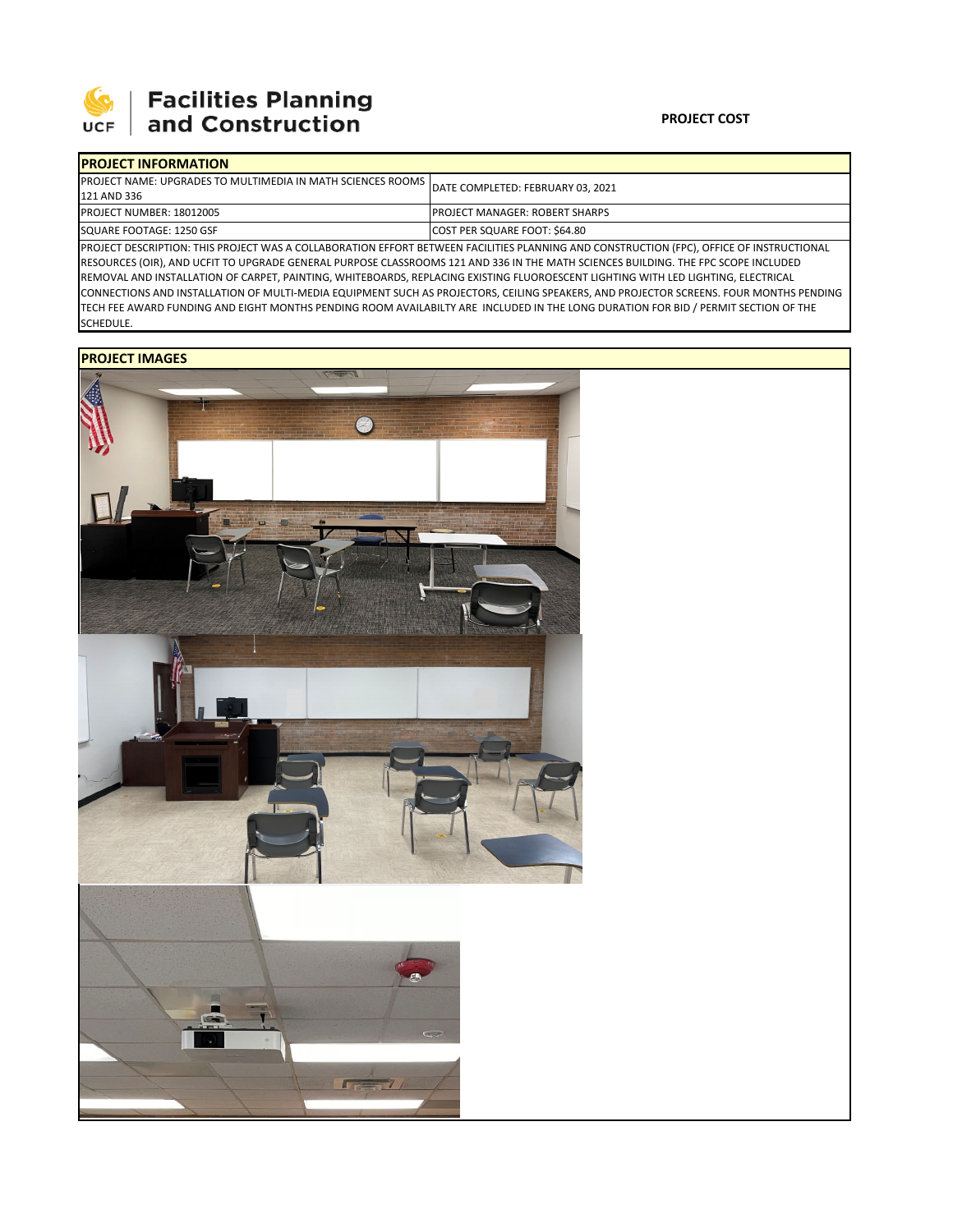**Facilities Planning and Construction**

**PROJECT COST**

| **PROJECT INFORMATION** | |
|---|---|
| PROJECT NAME: UPGRADES TO MULTIMEDIA IN MATH SCIENCES ROOMS 121 AND 336 | DATE COMPLETED: FEBRUARY 03, 2021 |
| PROJECT NUMBER: 18012005 | PROJECT MANAGER: ROBERT SHARPS |
| SQUARE FOOTAGE: 1250 GSF | COST PER SQUARE FOOT: $64.80 |

PROJECT DESCRIPTION: THIS PROJECT WAS A COLLABORATION EFFORT BETWEEN FACILITIES PLANNING AND CONSTRUCTION (FPC), OFFICE OF INSTRUCTIONAL RESOURCES (OIR), AND UCFIT TO UPGRADE GENERAL PURPOSE CLASSROOMS 121 AND 336 IN THE MATH SCIENCES BUILDING. THE FPC SCOPE INCLUDED REMOVAL AND INSTALLATION OF CARPET, PAINTING, WHITEBOARDS, REPLACING EXISTING FLUOROESCENT LIGHTING WITH LED LIGHTING, ELECTRICAL CONNECTIONS AND INSTALLATION OF MULTI-MEDIA EQUIPMENT SUCH AS PROJECTORS, CEILING SPEAKERS, AND PROJECTOR SCREENS. FOUR MONTHS PENDING TECH FEE AWARD FUNDING AND EIGHT MONTHS PENDING ROOM AVAILABILTY ARE INCLUDED IN THE LONG DURATION FOR BID / PERMIT SECTION OF THE SCHEDULE.

**PROJECT IMAGES**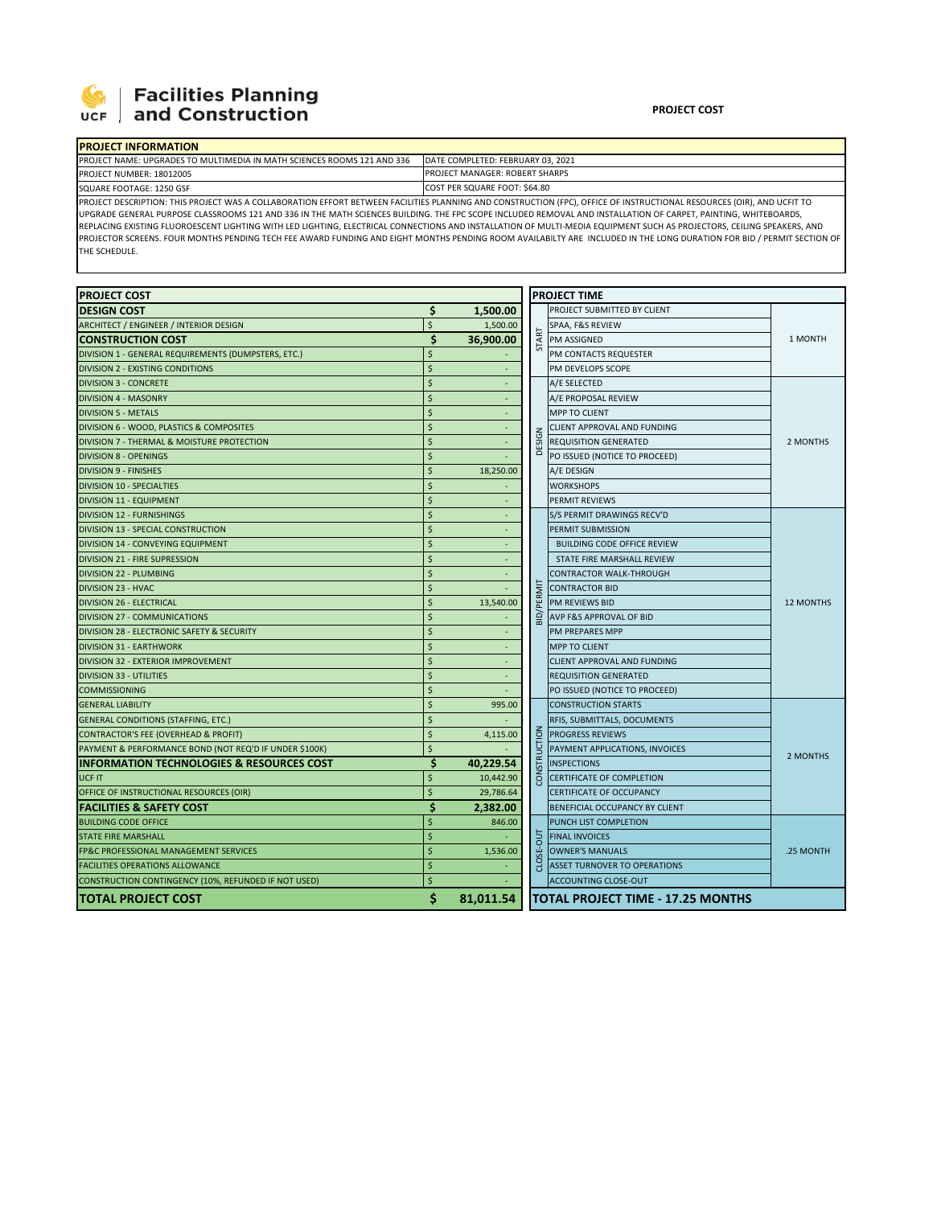# Facilities Planning and Construction

**PROJECT COST**

| PROJECT INFORMATION | |
|---|---|
| PROJECT NAME: UPGRADES TO MULTIMEDIA IN MATH SCIENCES ROOMS 121 AND 336 | DATE COMPLETED: FEBRUARY 03, 2021 |
| PROJECT NUMBER: 18012005 | PROJECT MANAGER: ROBERT SHARPS |
| SQUARE FOOTAGE: 1250 GSF | COST PER SQUARE FOOT: $64.80 |

PROJECT DESCRIPTION: THIS PROJECT WAS A COLLABORATION EFFORT BETWEEN FACILITIES PLANNING AND CONSTRUCTION (FPC), OFFICE OF INSTRUCTIONAL RESOURCES (OIR), AND UCFIT TO UPGRADE GENERAL PURPOSE CLASSROOMS 121 AND 336 IN THE MATH SCIENCES BUILDING. THE FPC SCOPE INCLUDED REMOVAL AND INSTALLATION OF CARPET, PAINTING, WHITEBOARDS, REPLACING EXISTING FLUOROESCENT LIGHTING WITH LED LIGHTING, ELECTRICAL CONNECTIONS AND INSTALLATION OF MULTI-MEDIA EQUIPMENT SUCH AS PROJECTORS, CEILING SPEAKERS, AND PROJECTOR SCREENS. FOUR MONTHS PENDING TECH FEE AWARD FUNDING AND EIGHT MONTHS PENDING ROOM AVAILABILTY ARE INCLUDED IN THE LONG DURATION FOR BID / PERMIT SECTION OF THE SCHEDULE.

| PROJECT COST | | |
|---|---|---|
| **DESIGN COST** | **$** | **1,500.00** |
| ARCHITECT / ENGINEER / INTERIOR DESIGN | $ | 1,500.00 |
| **CONSTRUCTION COST** | **$** | **36,900.00** |
| DIVISION 1 - GENERAL REQUIREMENTS (DUMPSTERS, ETC.) | $ | - |
| DIVISION 2 - EXISTING CONDITIONS | $ | - |
| DIVISION 3 - CONCRETE | $ | - |
| DIVISION 4 - MASONRY | $ | - |
| DIVISION 5 - METALS | $ | - |
| DIVISION 6 - WOOD, PLASTICS & COMPOSITES | $ | - |
| DIVISION 7 - THERMAL & MOISTURE PROTECTION | $ | - |
| DIVISION 8 - OPENINGS | $ | - |
| DIVISION 9 - FINISHES | $ | 18,250.00 |
| DIVISION 10 - SPECIALTIES | $ | - |
| DIVISION 11 - EQUIPMENT | $ | - |
| DIVISION 12 - FURNISHINGS | $ | - |
| DIVISION 13 - SPECIAL CONSTRUCTION | $ | - |
| DIVISION 14 - CONVEYING EQUIPMENT | $ | - |
| DIVISION 21 - FIRE SUPRESSION | $ | - |
| DIVISION 22 - PLUMBING | $ | - |
| DIVISION 23 - HVAC | $ | - |
| DIVISION 26 - ELECTRICAL | $ | 13,540.00 |
| DIVISION 27 - COMMUNICATIONS | $ | - |
| DIVISION 28 - ELECTRONIC SAFETY & SECURITY | $ | - |
| DIVISION 31 - EARTHWORK | $ | - |
| DIVISION 32 - EXTERIOR IMPROVEMENT | $ | - |
| DIVISION 33 - UTILITIES | $ | - |
| COMMISSIONING | $ | - |
| GENERAL LIABILITY | $ | 995.00 |
| GENERAL CONDITIONS (STAFFING, ETC.) | $ | - |
| CONTRACTOR'S FEE (OVERHEAD & PROFIT) | $ | 4,115.00 |
| PAYMENT & PERFORMANCE BOND (NOT REQ'D IF UNDER $100K) | $ | - |
| **INFORMATION TECHNOLOGIES & RESOURCES COST** | **$** | **40,229.54** |
| UCF IT | $ | 10,442.90 |
| OFFICE OF INSTRUCTIONAL RESOURCES (OIR) | $ | 29,786.64 |
| **FACILITIES & SAFETY COST** | **$** | **2,382.00** |
| BUILDING CODE OFFICE | $ | 846.00 |
| STATE FIRE MARSHALL | $ | - |
| FP&C PROFESSIONAL MANAGEMENT SERVICES | $ | 1,536.00 |
| FACILITIES OPERATIONS ALLOWANCE | $ | - |
| CONSTRUCTION CONTINGENCY (10%, REFUNDED IF NOT USED) | $ | - |
| **TOTAL PROJECT COST** | **$** | **81,011.54** |

| PROJECT TIME | | |
|---|---|---|
| START | PROJECT SUBMITTED BY CLIENT | 1 MONTH |
| | SPAA, F&S REVIEW | |
| | PM ASSIGNED | |
| | PM CONTACTS REQUESTER | |
| | PM DEVELOPS SCOPE | |
| DESIGN | A/E SELECTED | 2 MONTHS |
| | A/E PROPOSAL REVIEW | |
| | MPP TO CLIENT | |
| | CLIENT APPROVAL AND FUNDING | |
| | REQUISITION GENERATED | |
| | PO ISSUED (NOTICE TO PROCEED) | |
| | A/E DESIGN | |
| | WORKSHOPS | |
| | PERMIT REVIEWS | |
| BID/PERMIT | S/S PERMIT DRAWINGS RECV'D | 12 MONTHS |
| | PERMIT SUBMISSION | |
| | BUILDING CODE OFFICE REVIEW | |
| | STATE FIRE MARSHALL REVIEW | |
| | CONTRACTOR WALK-THROUGH | |
| | CONTRACTOR BID | |
| | PM REVIEWS BID | |
| | AVP F&S APPROVAL OF BID | |
| | PM PREPARES MPP | |
| | MPP TO CLIENT | |
| | CLIENT APPROVAL AND FUNDING | |
| | REQUISITION GENERATED | |
| | PO ISSUED (NOTICE TO PROCEED) | |
| CONSTRUCTION | CONSTRUCTION STARTS | 2 MONTHS |
| | RFIS, SUBMITTALS, DOCUMENTS | |
| | PROGRESS REVIEWS | |
| | PAYMENT APPLICATIONS, INVOICES | |
| | INSPECTIONS | |
| | CERTIFICATE OF COMPLETION | |
| | CERTIFICATE OF OCCUPANCY | |
| | BENEFICIAL OCCUPANCY BY CLIENT | |
| CLOSE-OUT | PUNCH LIST COMPLETION | .25 MONTH |
| | FINAL INVOICES | |
| | OWNER'S MANUALS | |
| | ASSET TURNOVER TO OPERATIONS | |
| | ACCOUNTING CLOSE-OUT | |
| **TOTAL PROJECT TIME - 17.25 MONTHS** | | |